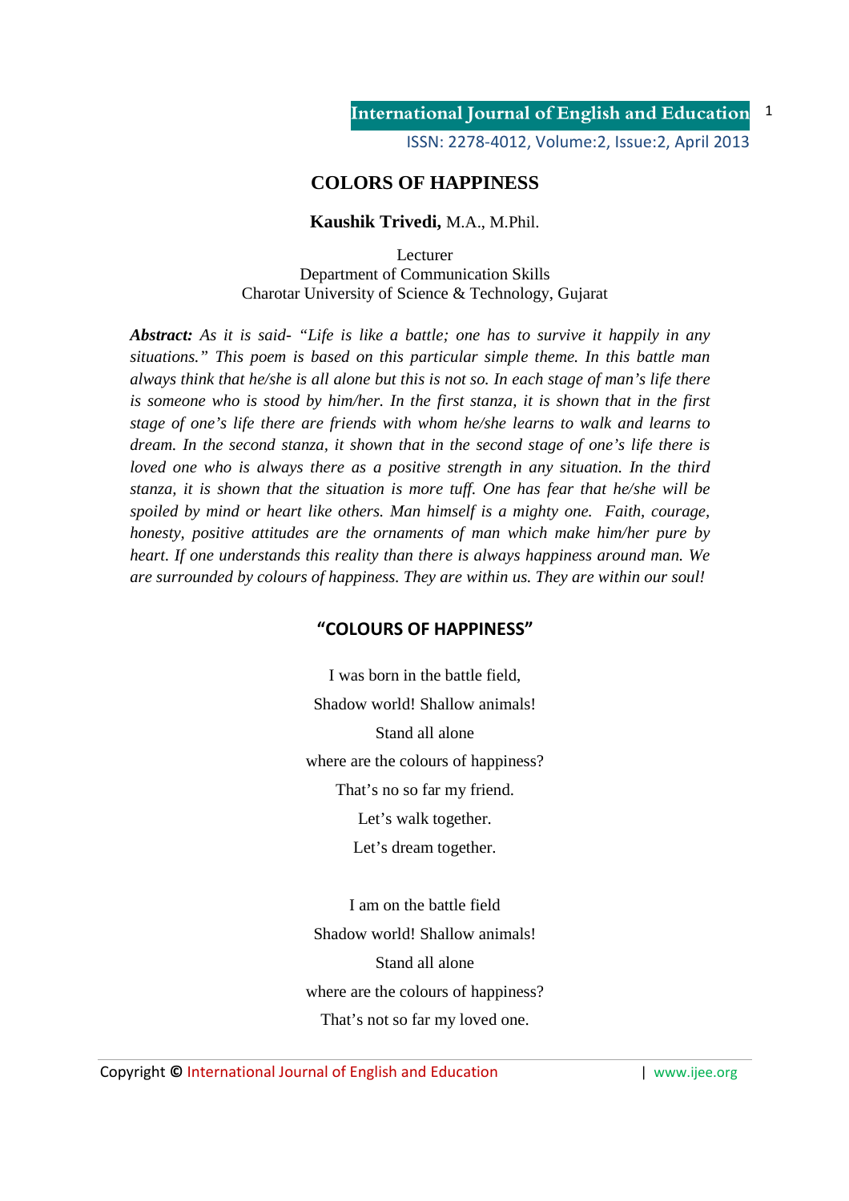# COLORS OF HAPPINESS

**Kaushik Trivedi,** M.A., M.Phil.

Lecturer
Department of Communication Skills
Charotar University of Science & Technology, Gujarat

***Abstract:*** *As it is said- "Life is like a battle; one has to survive it happily in any situations." This poem is based on this particular simple theme. In this battle man always think that he/she is all alone but this is not so. In each stage of man's life there is someone who is stood by him/her. In the first stanza, it is shown that in the first stage of one's life there are friends with whom he/she learns to walk and learns to dream. In the second stanza, it shown that in the second stage of one's life there is loved one who is always there as a positive strength in any situation. In the third stanza, it is shown that the situation is more tuff. One has fear that he/she will be spoiled by mind or heart like others. Man himself is a mighty one. Faith, courage, honesty, positive attitudes are the ornaments of man which make him/her pure by heart. If one understands this reality than there is always happiness around man. We are surrounded by colours of happiness. They are within us. They are within our soul!*

## "COLOURS OF HAPPINESS"

I was born in the battle field,
Shadow world! Shallow animals!
Stand all alone
where are the colours of happiness?
That's no so far my friend.
Let's walk together.
Let's dream together.

I am on the battle field
Shadow world! Shallow animals!
Stand all alone
where are the colours of happiness?
That's not so far my loved one.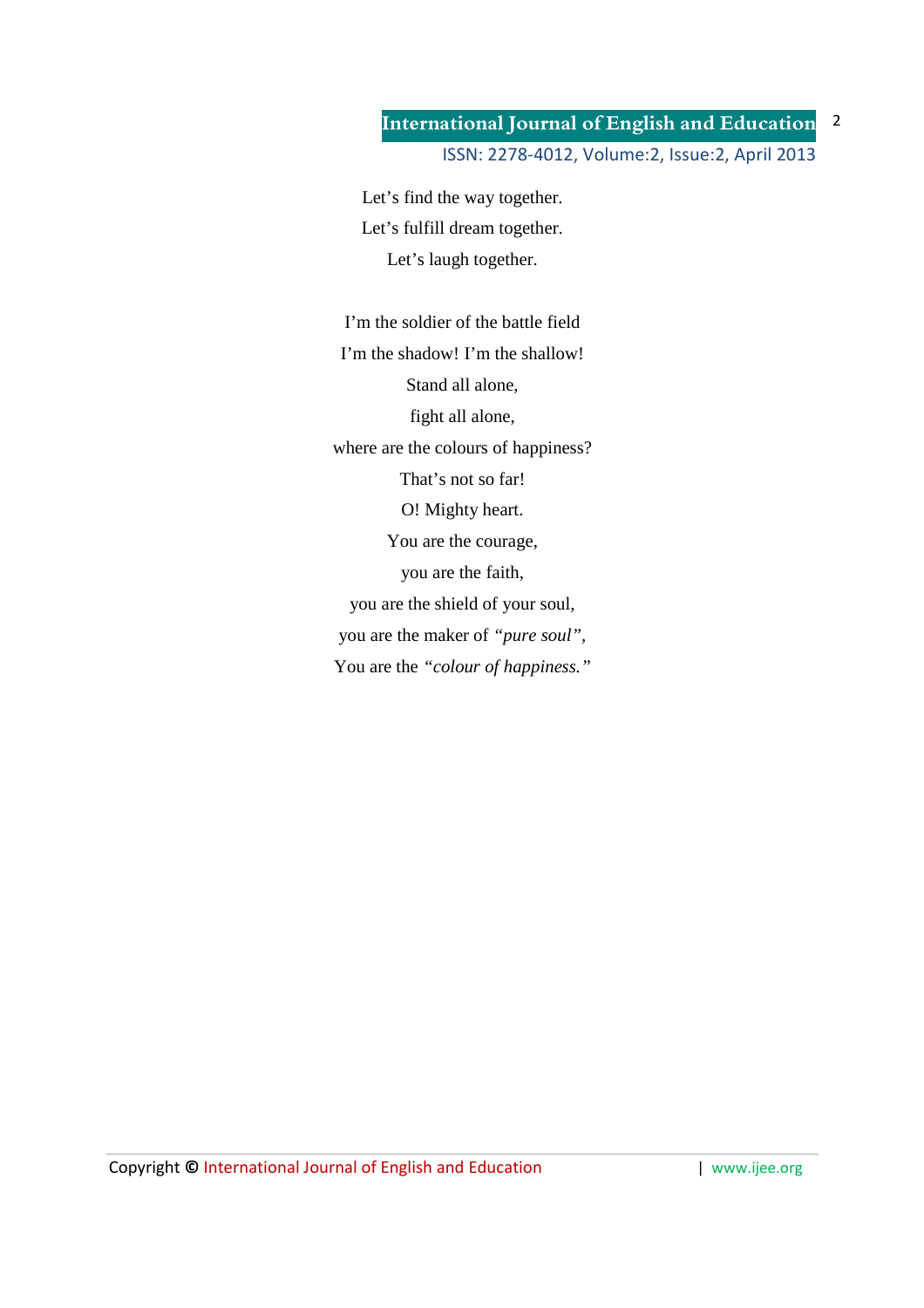Let's find the way together.  
Let's fulfill dream together.  
Let's laugh together.

I'm the soldier of the battle field  
I'm the shadow! I'm the shallow!  
Stand all alone,  
fight all alone,  
where are the colours of happiness?  
That's not so far!  
O! Mighty heart.  
You are the courage,  
you are the faith,  
you are the shield of your soul,  
you are the maker of *"pure soul"*,  
You are the *"colour of happiness."*